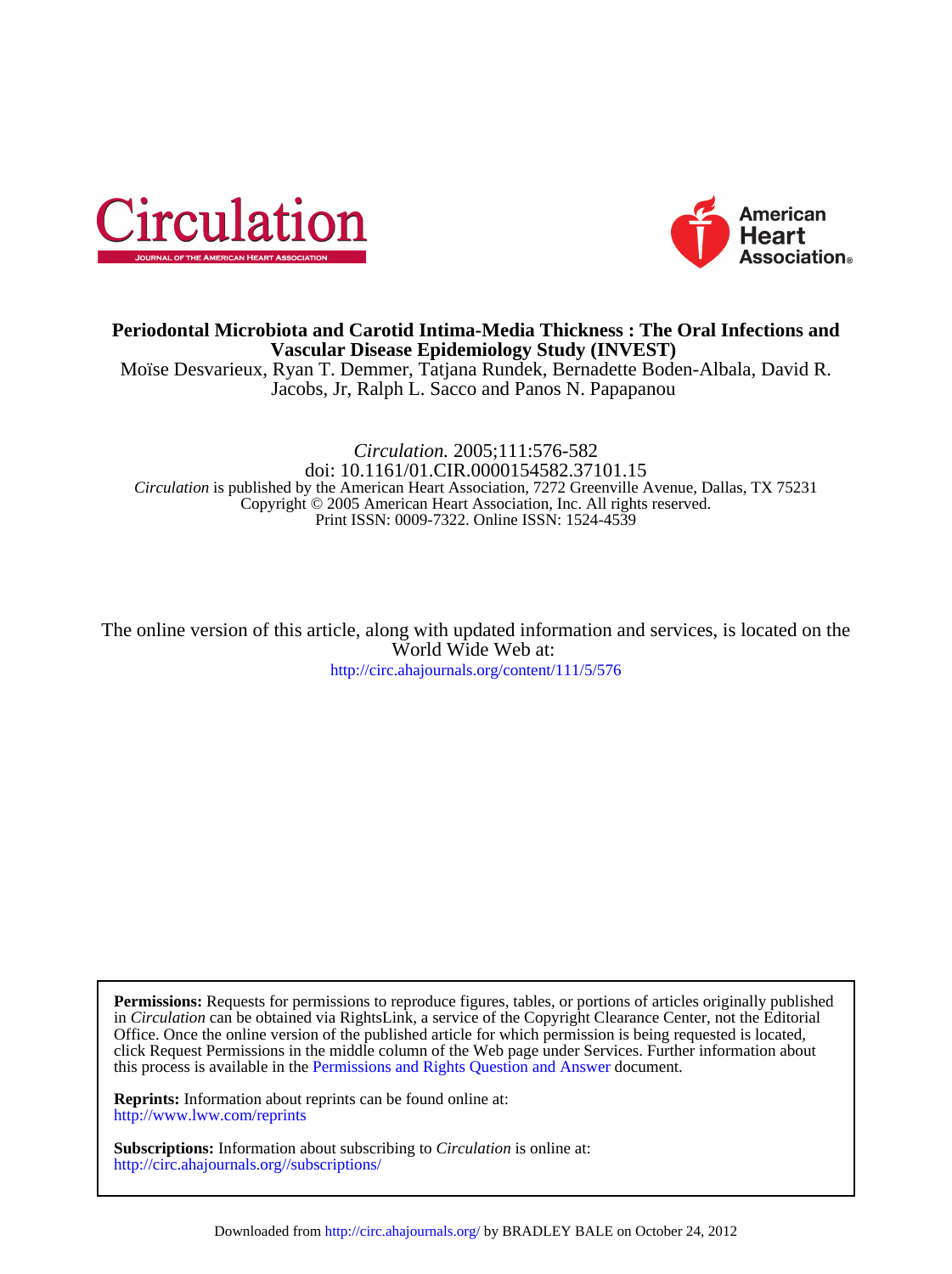Circulation

JOURNAL OF THE AMERICAN HEART ASSOCIATION

American Heart Association®

# Periodontal Microbiota and Carotid Intima-Media Thickness : The Oral Infections and Vascular Disease Epidemiology Study (INVEST)

Moïse Desvarieux, Ryan T. Demmer, Tatjana Rundek, Bernadette Boden-Albala, David R. Jacobs, Jr, Ralph L. Sacco and Panos N. Papapanou

*Circulation.* 2005;111:576-582

doi: 10.1161/01.CIR.0000154582.37101.15

*Circulation* is published by the American Heart Association, 7272 Greenville Avenue, Dallas, TX 75231

Copyright © 2005 American Heart Association, Inc. All rights reserved.

Print ISSN: 0009-7322. Online ISSN: 1524-4539

The online version of this article, along with updated information and services, is located on the World Wide Web at:

http://circ.ahajournals.org/content/111/5/576

**Permissions:** Requests for permissions to reproduce figures, tables, or portions of articles originally published in *Circulation* can be obtained via RightsLink, a service of the Copyright Clearance Center, not the Editorial Office. Once the online version of the published article for which permission is being requested is located, click Request Permissions in the middle column of the Web page under Services. Further information about this process is available in the Permissions and Rights Question and Answer document.

**Reprints:** Information about reprints can be found online at:
http://www.lww.com/reprints

**Subscriptions:** Information about subscribing to *Circulation* is online at:
http://circ.ahajournals.org//subscriptions/

Downloaded from http://circ.ahajournals.org/ by BRADLEY BALE on October 24, 2012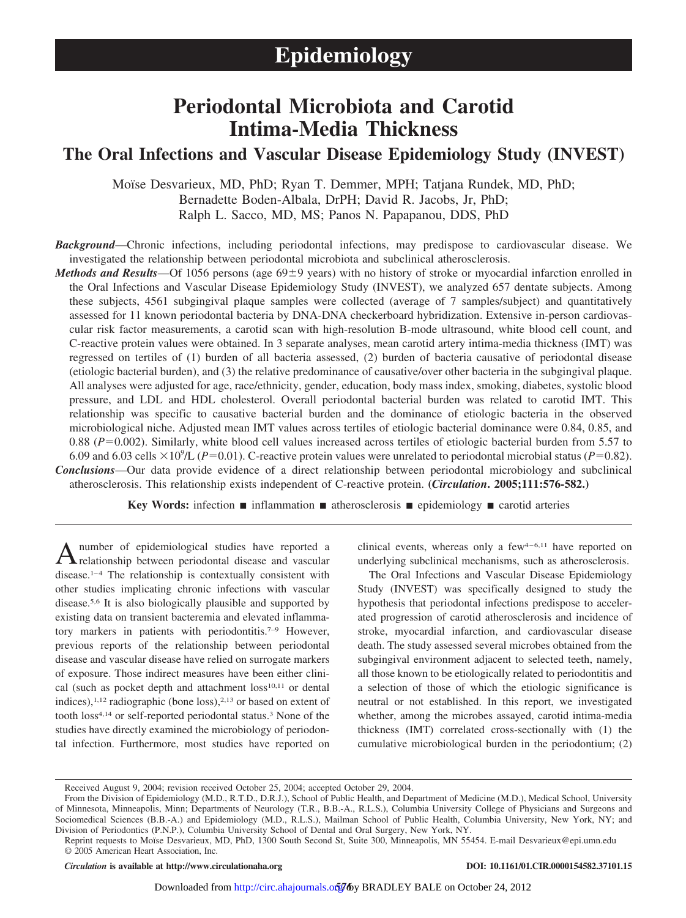# Epidemiology

# Periodontal Microbiota and Carotid Intima-Media Thickness

## The Oral Infections and Vascular Disease Epidemiology Study (INVEST)

Moïse Desvarieux, MD, PhD; Ryan T. Demmer, MPH; Tatjana Rundek, MD, PhD; Bernadette Boden-Albala, DrPH; David R. Jacobs, Jr, PhD; Ralph L. Sacco, MD, MS; Panos N. Papapanou, DDS, PhD

***Background***—Chronic infections, including periodontal infections, may predispose to cardiovascular disease. We investigated the relationship between periodontal microbiota and subclinical atherosclerosis.

***Methods and Results***—Of 1056 persons (age 69±9 years) with no history of stroke or myocardial infarction enrolled in the Oral Infections and Vascular Disease Epidemiology Study (INVEST), we analyzed 657 dentate subjects. Among these subjects, 4561 subgingival plaque samples were collected (average of 7 samples/subject) and quantitatively assessed for 11 known periodontal bacteria by DNA-DNA checkerboard hybridization. Extensive in-person cardiovascular risk factor measurements, a carotid scan with high-resolution B-mode ultrasound, white blood cell count, and C-reactive protein values were obtained. In 3 separate analyses, mean carotid artery intima-media thickness (IMT) was regressed on tertiles of (1) burden of all bacteria assessed, (2) burden of bacteria causative of periodontal disease (etiologic bacterial burden), and (3) the relative predominance of causative/over other bacteria in the subgingival plaque. All analyses were adjusted for age, race/ethnicity, gender, education, body mass index, smoking, diabetes, systolic blood pressure, and LDL and HDL cholesterol. Overall periodontal bacterial burden was related to carotid IMT. This relationship was specific to causative bacterial burden and the dominance of etiologic bacteria in the observed microbiological niche. Adjusted mean IMT values across tertiles of etiologic bacterial dominance were 0.84, 0.85, and 0.88 ($P$=0.002). Similarly, white blood cell values increased across tertiles of etiologic bacterial burden from 5.57 to 6.09 and 6.03 cells $\times 10^9$/L ($P$=0.01). C-reactive protein values were unrelated to periodontal microbial status ($P$=0.82).

***Conclusions***—Our data provide evidence of a direct relationship between periodontal microbiology and subclinical atherosclerosis. This relationship exists independent of C-reactive protein. **(*Circulation*. 2005;111:576-582.)**

**Key Words:** infection ■ inflammation ■ atherosclerosis ■ epidemiology ■ carotid arteries

A number of epidemiological studies have reported a relationship between periodontal disease and vascular disease.[1–4] The relationship is contextually consistent with other studies implicating chronic infections with vascular disease.[5,6] It is also biologically plausible and supported by existing data on transient bacteremia and elevated inflammatory markers in patients with periodontitis.[7–9] However, previous reports of the relationship between periodontal disease and vascular disease have relied on surrogate markers of exposure. Those indirect measures have been either clinical (such as pocket depth and attachment loss[10,11] or dental indices),[1,12] radiographic (bone loss),[2,13] or based on extent of tooth loss[4,14] or self-reported periodontal status.[3] None of the studies have directly examined the microbiology of periodontal infection. Furthermore, most studies have reported on clinical events, whereas only a few[4–6,11] have reported on underlying subclinical mechanisms, such as atherosclerosis.

The Oral Infections and Vascular Disease Epidemiology Study (INVEST) was specifically designed to study the hypothesis that periodontal infections predispose to accelerated progression of carotid atherosclerosis and incidence of stroke, myocardial infarction, and cardiovascular disease death. The study assessed several microbes obtained from the subgingival environment adjacent to selected teeth, namely, all those known to be etiologically related to periodontitis and a selection of those of which the etiologic significance is neutral or not established. In this report, we investigated whether, among the microbes assayed, carotid intima-media thickness (IMT) correlated cross-sectionally with (1) the cumulative microbiological burden in the periodontium; (2)

Received August 9, 2004; revision received October 25, 2004; accepted October 29, 2004.

From the Division of Epidemiology (M.D., R.T.D., D.R.J.), School of Public Health, and Department of Medicine (M.D.), Medical School, University of Minnesota, Minneapolis, Minn; Departments of Neurology (T.R., B.B.-A., R.L.S.), Columbia University College of Physicians and Surgeons and Sociomedical Sciences (B.B.-A.) and Epidemiology (M.D., R.L.S.), Mailman School of Public Health, Columbia University, New York, NY; and Division of Periodontics (P.N.P.), Columbia University School of Dental and Oral Surgery, New York, NY.

Reprint requests to Moïse Desvarieux, MD, PhD, 1300 South Second St, Suite 300, Minneapolis, MN 55454. E-mail Desvarieux@epi.umn.edu

© 2005 American Heart Association, Inc.

*Circulation* **is available at http://www.circulationaha.org** DOI: 10.1161/01.CIR.0000154582.37101.15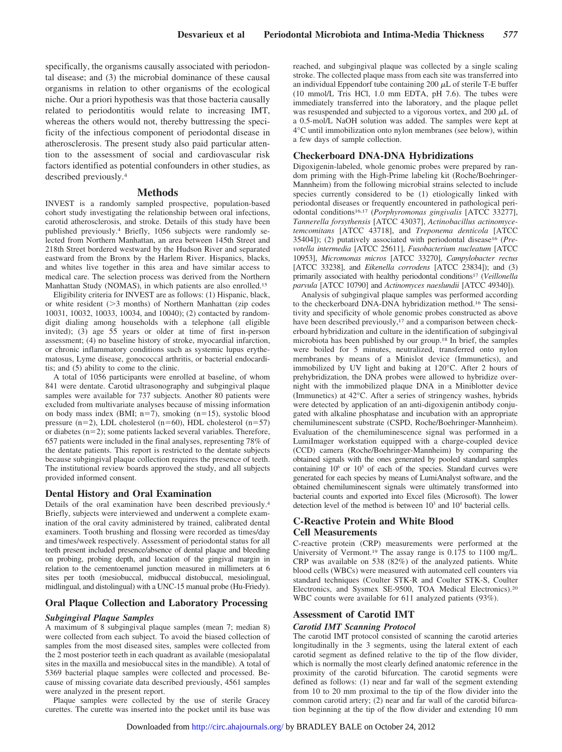specifically, the organisms causally associated with periodontal disease; and (3) the microbial dominance of these causal organisms in relation to other organisms of the ecological niche. Our a priori hypothesis was that those bacteria causally related to periodontitis would relate to increasing IMT, whereas the others would not, thereby buttressing the specificity of the infectious component of periodontal disease in atherosclerosis. The present study also paid particular attention to the assessment of social and cardiovascular risk factors identified as potential confounders in other studies, as described previously.[4]

## Methods

INVEST is a randomly sampled prospective, population-based cohort study investigating the relationship between oral infections, carotid atherosclerosis, and stroke. Details of this study have been published previously.[4] Briefly, 1056 subjects were randomly selected from Northern Manhattan, an area between 145th Street and 218th Street bordered westward by the Hudson River and separated eastward from the Bronx by the Harlem River. Hispanics, blacks, and whites live together in this area and have similar access to medical care. The selection process was derived from the Northern Manhattan Study (NOMAS), in which patients are also enrolled.[15]

Eligibility criteria for INVEST are as follows: (1) Hispanic, black, or white resident (>3 months) of Northern Manhattan (zip codes 10031, 10032, 10033, 10034, and 10040); (2) contacted by random-digit dialing among households with a telephone (all eligible invited); (3) age 55 years or older at time of first in-person assessment; (4) no baseline history of stroke, myocardial infarction, or chronic inflammatory conditions such as systemic lupus erythematosus, Lyme disease, gonococcal arthritis, or bacterial endocarditis; and (5) ability to come to the clinic.

A total of 1056 participants were enrolled at baseline, of whom 841 were dentate. Carotid ultrasonography and subgingival plaque samples were available for 737 subjects. Another 80 patients were excluded from multivariate analyses because of missing information on body mass index (BMI; n=7), smoking (n=15), systolic blood pressure (n=2), LDL cholesterol (n=60), HDL cholesterol (n=57) or diabetes (n=2); some patients lacked several variables. Therefore, 657 patients were included in the final analyses, representing 78% of the dentate patients. This report is restricted to the dentate subjects because subgingival plaque collection requires the presence of teeth. The institutional review boards approved the study, and all subjects provided informed consent.

### Dental History and Oral Examination

Details of the oral examination have been described previously.[4] Briefly, subjects were interviewed and underwent a complete examination of the oral cavity administered by trained, calibrated dental examiners. Tooth brushing and flossing were recorded as times/day and times/week respectively. Assessment of periodontal status for all teeth present included presence/absence of dental plaque and bleeding on probing, probing depth, and location of the gingival margin in relation to the cementoenamel junction measured in millimeters at 6 sites per tooth (mesiobuccal, midbuccal distobuccal, mesiolingual, midlingual, and distolingual) with a UNC-15 manual probe (Hu-Friedy).

### Oral Plaque Collection and Laboratory Processing

#### *Subgingival Plaque Samples*

A maximum of 8 subgingival plaque samples (mean 7; median 8) were collected from each subject. To avoid the biased collection of samples from the most diseased sites, samples were collected from the 2 most posterior teeth in each quadrant as available (mesiopalatal sites in the maxilla and mesiobuccal sites in the mandible). A total of 5369 bacterial plaque samples were collected and processed. Because of missing covariate data described previously, 4561 samples were analyzed in the present report.

Plaque samples were collected by the use of sterile Gracey curettes. The curette was inserted into the pocket until its base was reached, and subgingival plaque was collected by a single scaling stroke. The collected plaque mass from each site was transferred into an individual Eppendorf tube containing 200 μL of sterile T-E buffer (10 mmol/L Tris HCl, 1.0 mm EDTA, pH 7.6). The tubes were immediately transferred into the laboratory, and the plaque pellet was resuspended and subjected to a vigorous vortex, and 200 μL of a 0.5-mol/L NaOH solution was added. The samples were kept at 4°C until immobilization onto nylon membranes (see below), within a few days of sample collection.

### Checkerboard DNA-DNA Hybridizations

Digoxigenin-labeled, whole genomic probes were prepared by random priming with the High-Prime labeling kit (Roche/Boehringer-Mannheim) from the following microbial strains selected to include species currently considered to be (1) etiologically linked with periodontal diseases or frequently encountered in pathological periodontal conditions[16,17] (*Porphyromonas gingivalis* [ATCC 33277], *Tannerella forsythensis* [ATCC 43037], *Actinobacillus actinomycetemcomitans* [ATCC 43718], and *Treponema denticola* [ATCC 35404]); (2) putatively associated with periodontal disease[16] (*Prevotella intermedia* [ATCC 25611], *Fusobacterium nucleatum* [ATCC 10953], *Micromonas micros* [ATCC 33270], *Campylobacter rectus* [ATCC 33238], and *Eikenella corrodens* [ATCC 23834]); and (3) primarily associated with healthy periodontal conditions[17] (*Veillonella parvula* [ATCC 10790] and *Actinomyces naeslundii* [ATCC 49340]).

Analysis of subgingival plaque samples was performed according to the checkerboard DNA-DNA hybridization method.[16] The sensitivity and specificity of whole genomic probes constructed as above have been described previously,[17] and a comparison between checkerboard hybridization and culture in the identification of subgingival microbiota has been published by our group.[18] In brief, the samples were boiled for 5 minutes, neutralized, transferred onto nylon membranes by means of a Minislot device (Immunetics), and immobilized by UV light and baking at 120°C. After 2 hours of prehybridization, the DNA probes were allowed to hybridize overnight with the immobilized plaque DNA in a Miniblotter device (Immunetics) at 42°C. After a series of stringency washes, hybrids were detected by application of an anti-digoxigenin antibody conjugated with alkaline phosphatase and incubation with an appropriate chemiluminescent substrate (CSPD, Roche/Boehringer-Mannheim). Evaluation of the chemiluminescence signal was performed in a LumiImager workstation equipped with a charge-coupled device (CCD) camera (Roche/Boehringer-Mannheim) by comparing the obtained signals with the ones generated by pooled standard samples containing $10^6$ or $10^5$ of each of the species. Standard curves were generated for each species by means of LumiAnalyst software, and the obtained chemiluminescent signals were ultimately transformed into bacterial counts and exported into Excel files (Microsoft). The lower detection level of the method is between $10^3$ and $10^4$ bacterial cells.

### C-Reactive Protein and White Blood Cell Measurements

C-reactive protein (CRP) measurements were performed at the University of Vermont.[19] The assay range is 0.175 to 1100 mg/L. CRP was available on 538 (82%) of the analyzed patients. White blood cells (WBCs) were measured with automated cell counters via standard techniques (Coulter STK-R and Coulter STK-S, Coulter Electronics, and Sysmex SE-9500, TOA Medical Electronics).[20] WBC counts were available for 611 analyzed patients (93%).

### Assessment of Carotid IMT

#### *Carotid IMT Scanning Protocol*

The carotid IMT protocol consisted of scanning the carotid arteries longitudinally in the 3 segments, using the lateral extent of each carotid segment as defined relative to the tip of the flow divider, which is normally the most clearly defined anatomic reference in the proximity of the carotid bifurcation. The carotid segments were defined as follows: (1) near and far wall of the segment extending from 10 to 20 mm proximal to the tip of the flow divider into the common carotid artery; (2) near and far wall of the carotid bifurcation beginning at the tip of the flow divider and extending 10 mm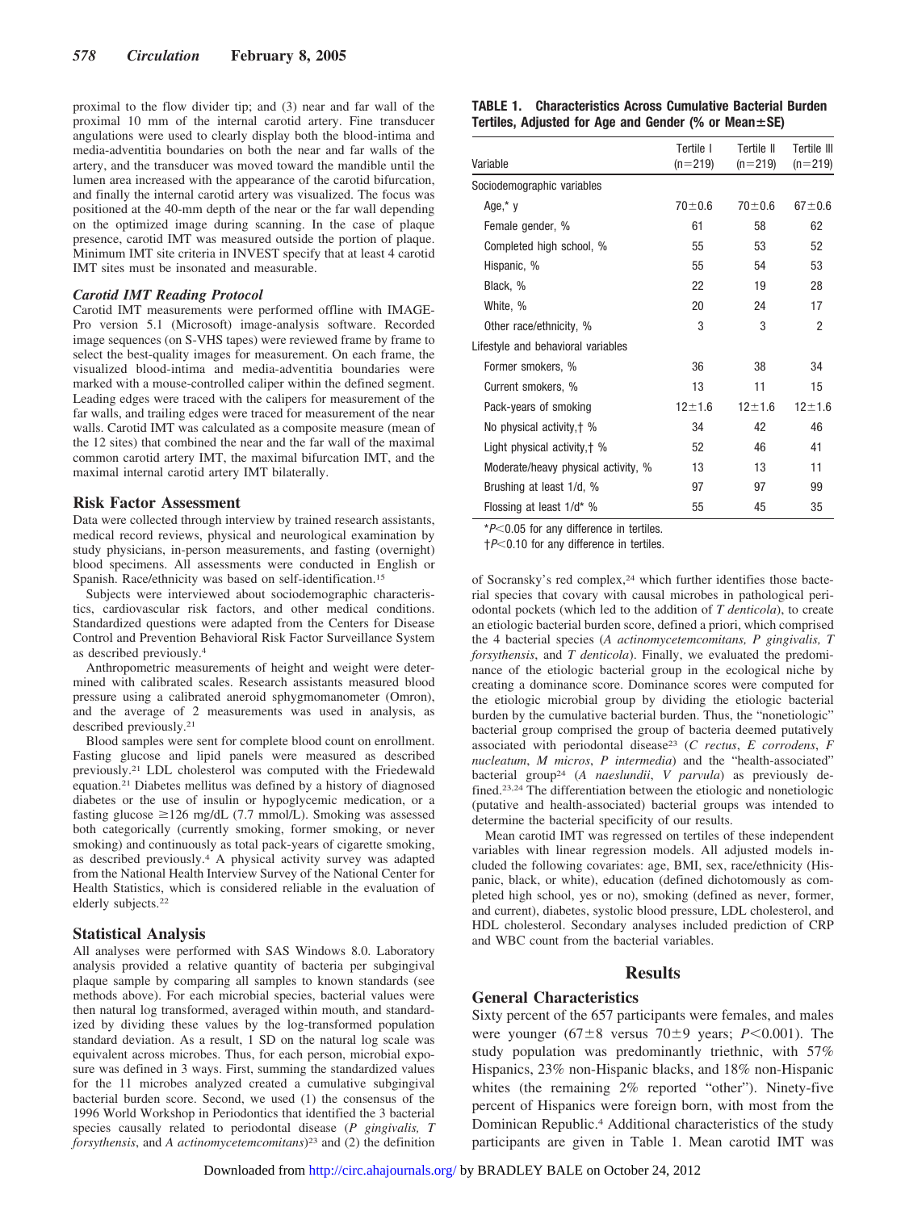proximal to the flow divider tip; and (3) near and far wall of the proximal 10 mm of the internal carotid artery. Fine transducer angulations were used to clearly display both the blood-intima and media-adventitia boundaries on both the near and far walls of the artery, and the transducer was moved toward the mandible until the lumen area increased with the appearance of the carotid bifurcation, and finally the internal carotid artery was visualized. The focus was positioned at the 40-mm depth of the near or the far wall depending on the optimized image during scanning. In the case of plaque presence, carotid IMT was measured outside the portion of plaque. Minimum IMT site criteria in INVEST specify that at least 4 carotid IMT sites must be insonated and measurable.

### *Carotid IMT Reading Protocol*

Carotid IMT measurements were performed offline with IMAGE-Pro version 5.1 (Microsoft) image-analysis software. Recorded image sequences (on S-VHS tapes) were reviewed frame by frame to select the best-quality images for measurement. On each frame, the visualized blood-intima and media-adventitia boundaries were marked with a mouse-controlled caliper within the defined segment. Leading edges were traced with the calipers for measurement of the far walls, and trailing edges were traced for measurement of the near walls. Carotid IMT was calculated as a composite measure (mean of the 12 sites) that combined the near and the far wall of the maximal common carotid artery IMT, the maximal bifurcation IMT, and the maximal internal carotid artery IMT bilaterally.

## Risk Factor Assessment

Data were collected through interview by trained research assistants, medical record reviews, physical and neurological examination by study physicians, in-person measurements, and fasting (overnight) blood specimens. All assessments were conducted in English or Spanish. Race/ethnicity was based on self-identification.[15]

Subjects were interviewed about sociodemographic characteristics, cardiovascular risk factors, and other medical conditions. Standardized questions were adapted from the Centers for Disease Control and Prevention Behavioral Risk Factor Surveillance System as described previously.[4]

Anthropometric measurements of height and weight were determined with calibrated scales. Research assistants measured blood pressure using a calibrated aneroid sphygmomanometer (Omron), and the average of 2 measurements was used in analysis, as described previously.[21]

Blood samples were sent for complete blood count on enrollment. Fasting glucose and lipid panels were measured as described previously.[21] LDL cholesterol was computed with the Friedewald equation.[21] Diabetes mellitus was defined by a history of diagnosed diabetes or the use of insulin or hypoglycemic medication, or a fasting glucose ≥126 mg/dL (7.7 mmol/L). Smoking was assessed both categorically (currently smoking, former smoking, or never smoking) and continuously as total pack-years of cigarette smoking, as described previously.[4] A physical activity survey was adapted from the National Health Interview Survey of the National Center for Health Statistics, which is considered reliable in the evaluation of elderly subjects.[22]

## Statistical Analysis

All analyses were performed with SAS Windows 8.0. Laboratory analysis provided a relative quantity of bacteria per subgingival plaque sample by comparing all samples to known standards (see methods above). For each microbial species, bacterial values were then natural log transformed, averaged within mouth, and standardized by dividing these values by the log-transformed population standard deviation. As a result, 1 SD on the natural log scale was equivalent across microbes. Thus, for each person, microbial exposure was defined in 3 ways. First, summing the standardized values for the 11 microbes analyzed created a cumulative subgingival bacterial burden score. Second, we used (1) the consensus of the 1996 World Workshop in Periodontics that identified the 3 bacterial species causally related to periodontal disease (*P gingivalis, T forsythensis*, and *A actinomycetemcomitans*)[23] and (2) the definition of Socransky's red complex,[24] which further identifies those bacterial species that covary with causal microbes in pathological periodontal pockets (which led to the addition of *T denticola*), to create an etiologic bacterial burden score, defined a priori, which comprised the 4 bacterial species (*A actinomycetemcomitans, P gingivalis, T forsythensis*, and *T denticola*). Finally, we evaluated the predominance of the etiologic bacterial group in the ecological niche by creating a dominance score. Dominance scores were computed for the etiologic microbial group by dividing the etiologic bacterial burden by the cumulative bacterial burden. Thus, the "nonetiologic" bacterial group comprised the group of bacteria deemed putatively associated with periodontal disease[23] (*C rectus*, *E corrodens*, *F nucleatum*, *M micros*, *P intermedia*) and the "health-associated" bacterial group[24] (*A naeslundii*, *V parvula*) as previously defined.[23,24] The differentiation between the etiologic and nonetiologic (putative and health-associated) bacterial groups was intended to determine the bacterial specificity of our results.

Mean carotid IMT was regressed on tertiles of these independent variables with linear regression models. All adjusted models included the following covariates: age, BMI, sex, race/ethnicity (Hispanic, black, or white), education (defined dichotomously as completed high school, yes or no), smoking (defined as never, former, and current), diabetes, systolic blood pressure, LDL cholesterol, and HDL cholesterol. Secondary analyses included prediction of CRP and WBC count from the bacterial variables.

**TABLE 1. Characteristics Across Cumulative Bacterial Burden Tertiles, Adjusted for Age and Gender (% or Mean±SE)**

| Variable | Tertile I (n=219) | Tertile II (n=219) | Tertile III (n=219) |
|---|---|---|---|
| Sociodemographic variables | | | |
| Age,* y | 70±0.6 | 70±0.6 | 67±0.6 |
| Female gender, % | 61 | 58 | 62 |
| Completed high school, % | 55 | 53 | 52 |
| Hispanic, % | 55 | 54 | 53 |
| Black, % | 22 | 19 | 28 |
| White, % | 20 | 24 | 17 |
| Other race/ethnicity, % | 3 | 3 | 2 |
| Lifestyle and behavioral variables | | | |
| Former smokers, % | 36 | 38 | 34 |
| Current smokers, % | 13 | 11 | 15 |
| Pack-years of smoking | 12±1.6 | 12±1.6 | 12±1.6 |
| No physical activity,† % | 34 | 42 | 46 |
| Light physical activity,† % | 52 | 46 | 41 |
| Moderate/heavy physical activity, % | 13 | 13 | 11 |
| Brushing at least 1/d, % | 97 | 97 | 99 |
| Flossing at least 1/d* % | 55 | 45 | 35 |

*$P<0.05$ for any difference in tertiles.
†$P<0.10$ for any difference in tertiles.

# Results

## General Characteristics

Sixty percent of the 657 participants were females, and males were younger (67±8 versus 70±9 years; $P<0.001$). The study population was predominantly triethnic, with 57% Hispanics, 23% non-Hispanic blacks, and 18% non-Hispanic whites (the remaining 2% reported "other"). Ninety-five percent of Hispanics were foreign born, with most from the Dominican Republic.[4] Additional characteristics of the study participants are given in Table 1. Mean carotid IMT was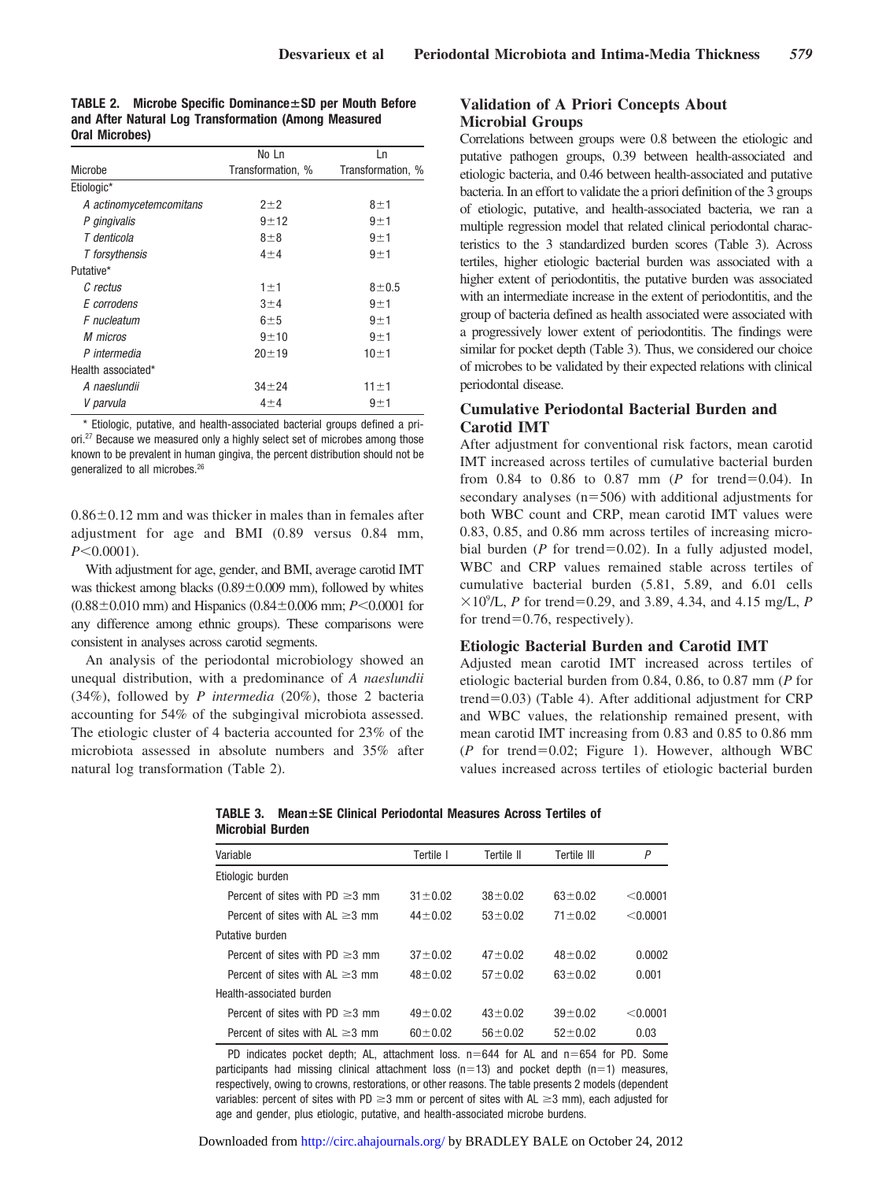**TABLE 2. Microbe Specific Dominance±SD per Mouth Before and After Natural Log Transformation (Among Measured Oral Microbes)**

| Microbe | No Ln Transformation, % | Ln Transformation, % |
|---|---|---|
| Etiologic* | | |
| *A actinomycetemcomitans* | 2±2 | 8±1 |
| *P gingivalis* | 9±12 | 9±1 |
| *T denticola* | 8±8 | 9±1 |
| *T forsythensis* | 4±4 | 9±1 |
| Putative* | | |
| *C rectus* | 1±1 | 8±0.5 |
| *E corrodens* | 3±4 | 9±1 |
| *F nucleatum* | 6±5 | 9±1 |
| *M micros* | 9±10 | 9±1 |
| *P intermedia* | 20±19 | 10±1 |
| Health associated* | | |
| *A naeslundii* | 34±24 | 11±1 |
| *V parvula* | 4±4 | 9±1 |

\* Etiologic, putative, and health-associated bacterial groups defined a priori.[27] Because we measured only a highly select set of microbes among those known to be prevalent in human gingiva, the percent distribution should not be generalized to all microbes.[26]

0.86±0.12 mm and was thicker in males than in females after adjustment for age and BMI (0.89 versus 0.84 mm, $P<0.0001$).

With adjustment for age, gender, and BMI, average carotid IMT was thickest among blacks (0.89±0.009 mm), followed by whites (0.88±0.010 mm) and Hispanics (0.84±0.006 mm; $P<0.0001$ for any difference among ethnic groups). These comparisons were consistent in analyses across carotid segments.

An analysis of the periodontal microbiology showed an unequal distribution, with a predominance of *A naeslundii* (34%), followed by *P intermedia* (20%), those 2 bacteria accounting for 54% of the subgingival microbiota assessed. The etiologic cluster of 4 bacteria accounted for 23% of the microbiota assessed in absolute numbers and 35% after natural log transformation (Table 2).

## Validation of A Priori Concepts About Microbial Groups

Correlations between groups were 0.8 between the etiologic and putative pathogen groups, 0.39 between health-associated and etiologic bacteria, and 0.46 between health-associated and putative bacteria. In an effort to validate the a priori definition of the 3 groups of etiologic, putative, and health-associated bacteria, we ran a multiple regression model that related clinical periodontal characteristics to the 3 standardized burden scores (Table 3). Across tertiles, higher etiologic bacterial burden was associated with a higher extent of periodontitis, the putative burden was associated with an intermediate increase in the extent of periodontitis, and the group of bacteria defined as health associated were associated with a progressively lower extent of periodontitis. The findings were similar for pocket depth (Table 3). Thus, we considered our choice of microbes to be validated by their expected relations with clinical periodontal disease.

## Cumulative Periodontal Bacterial Burden and Carotid IMT

After adjustment for conventional risk factors, mean carotid IMT increased across tertiles of cumulative bacterial burden from 0.84 to 0.86 to 0.87 mm ($P$ for trend=0.04). In secondary analyses (n=506) with additional adjustments for both WBC count and CRP, mean carotid IMT values were 0.83, 0.85, and 0.86 mm across tertiles of increasing microbial burden ($P$ for trend=0.02). In a fully adjusted model, WBC and CRP values remained stable across tertiles of cumulative bacterial burden (5.81, 5.89, and 6.01 cells $\times10^9$/L, $P$ for trend=0.29, and 3.89, 4.34, and 4.15 mg/L, $P$ for trend=0.76, respectively).

## Etiologic Bacterial Burden and Carotid IMT

Adjusted mean carotid IMT increased across tertiles of etiologic bacterial burden from 0.84, 0.86, to 0.87 mm ($P$ for trend=0.03) (Table 4). After additional adjustment for CRP and WBC values, the relationship remained present, with mean carotid IMT increasing from 0.83 and 0.85 to 0.86 mm ($P$ for trend=0.02; Figure 1). However, although WBC values increased across tertiles of etiologic bacterial burden

**TABLE 3. Mean±SE Clinical Periodontal Measures Across Tertiles of Microbial Burden**

| Variable | Tertile I | Tertile II | Tertile III | *P* |
|---|---|---|---|---|
| Etiologic burden | | | | |
| Percent of sites with PD ≥3 mm | 31±0.02 | 38±0.02 | 63±0.02 | <0.0001 |
| Percent of sites with AL ≥3 mm | 44±0.02 | 53±0.02 | 71±0.02 | <0.0001 |
| Putative burden | | | | |
| Percent of sites with PD ≥3 mm | 37±0.02 | 47±0.02 | 48±0.02 | 0.0002 |
| Percent of sites with AL ≥3 mm | 48±0.02 | 57±0.02 | 63±0.02 | 0.001 |
| Health-associated burden | | | | |
| Percent of sites with PD ≥3 mm | 49±0.02 | 43±0.02 | 39±0.02 | <0.0001 |
| Percent of sites with AL ≥3 mm | 60±0.02 | 56±0.02 | 52±0.02 | 0.03 |

PD indicates pocket depth; AL, attachment loss. n=644 for AL and n=654 for PD. Some participants had missing clinical attachment loss (n=13) and pocket depth (n=1) measures, respectively, owing to crowns, restorations, or other reasons. The table presents 2 models (dependent variables: percent of sites with PD ≥3 mm or percent of sites with AL ≥3 mm), each adjusted for age and gender, plus etiologic, putative, and health-associated microbe burdens.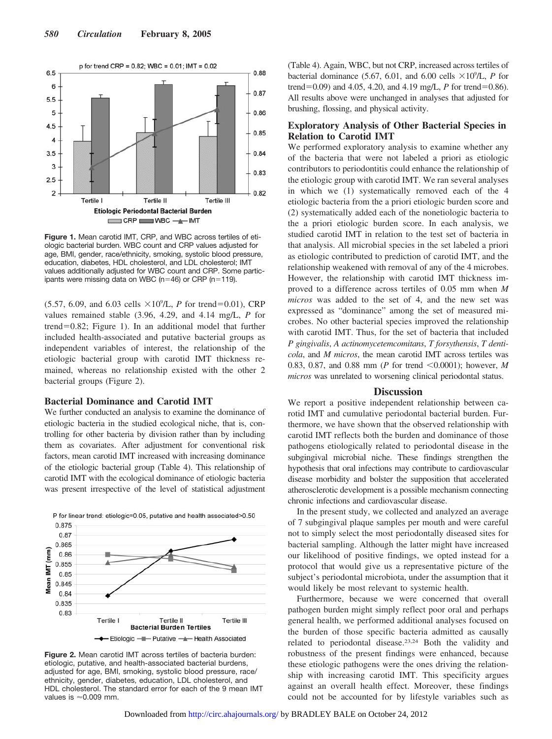Figure 1. Mean carotid IMT, CRP, and WBC across tertiles of etiologic bacterial burden. WBC count and CRP values adjusted for age, BMI, gender, race/ethnicity, smoking, systolic blood pressure, education, diabetes, HDL cholesterol, and LDL cholesterol; IMT values additionally adjusted for WBC count and CRP. Some participants were missing data on WBC (n=46) or CRP (n=119).

(5.57, 6.09, and 6.03 cells $\times 10^9$/L, *P* for trend=0.01), CRP values remained stable (3.96, 4.29, and 4.14 mg/L, *P* for trend=0.82; Figure 1). In an additional model that further included health-associated and putative bacterial groups as independent variables of interest, the relationship of the etiologic bacterial group with carotid IMT thickness remained, whereas no relationship existed with the other 2 bacterial groups (Figure 2).

## Bacterial Dominance and Carotid IMT

We further conducted an analysis to examine the dominance of etiologic bacteria in the studied ecological niche, that is, controlling for other bacteria by division rather than by including them as covariates. After adjustment for conventional risk factors, mean carotid IMT increased with increasing dominance of the etiologic bacterial group (Table 4). This relationship of carotid IMT with the ecological dominance of etiologic bacteria was present irrespective of the level of statistical adjustment (Table 4). Again, WBC, but not CRP, increased across tertiles of bacterial dominance (5.67, 6.01, and 6.00 cells $\times 10^9$/L, *P* for trend=0.09) and 4.05, 4.20, and 4.19 mg/L, *P* for trend=0.86). All results above were unchanged in analyses that adjusted for brushing, flossing, and physical activity.

Figure 2. Mean carotid IMT across tertiles of bacteria burden: etiologic, putative, and health-associated bacterial burdens, adjusted for age, BMI, smoking, systolic blood pressure, race/ethnicity, gender, diabetes, education, LDL cholesterol, and HDL cholesterol. The standard error for each of the 9 mean IMT values is ≈0.009 mm.

## Exploratory Analysis of Other Bacterial Species in Relation to Carotid IMT

We performed exploratory analysis to examine whether any of the bacteria that were not labeled a priori as etiologic contributors to periodontitis could enhance the relationship of the etiologic group with carotid IMT. We ran several analyses in which we (1) systematically removed each of the 4 etiologic bacteria from the a priori etiologic burden score and (2) systematically added each of the nonetiologic bacteria to the a priori etiologic burden score. In each analysis, we studied carotid IMT in relation to the test set of bacteria in that analysis. All microbial species in the set labeled a priori as etiologic contributed to prediction of carotid IMT, and the relationship weakened with removal of any of the 4 microbes. However, the relationship with carotid IMT thickness improved to a difference across tertiles of 0.05 mm when *M micros* was added to the set of 4, and the new set was expressed as "dominance" among the set of measured microbes. No other bacterial species improved the relationship with carotid IMT. Thus, for the set of bacteria that included *P gingivalis*, *A actinomycetemcomitans*, *T forsythensis*, *T denticola*, and *M micros*, the mean carotid IMT across tertiles was 0.83, 0.87, and 0.88 mm (*P* for trend <0.0001); however, *M micros* was unrelated to worsening clinical periodontal status.

## Discussion

We report a positive independent relationship between carotid IMT and cumulative periodontal bacterial burden. Furthermore, we have shown that the observed relationship with carotid IMT reflects both the burden and dominance of those pathogens etiologically related to periodontal disease in the subgingival microbial niche. These findings strengthen the hypothesis that oral infections may contribute to cardiovascular disease morbidity and bolster the supposition that accelerated atherosclerotic development is a possible mechanism connecting chronic infections and cardiovascular disease.

In the present study, we collected and analyzed an average of 7 subgingival plaque samples per mouth and were careful not to simply select the most periodontally diseased sites for bacterial sampling. Although the latter might have increased our likelihood of positive findings, we opted instead for a protocol that would give us a representative picture of the subject's periodontal microbiota, under the assumption that it would likely be most relevant to systemic health.

Furthermore, because we were concerned that overall pathogen burden might simply reflect poor oral and perhaps general health, we performed additional analyses focused on the burden of those specific bacteria admitted as causally related to periodontal disease.[23,24] Both the validity and robustness of the present findings were enhanced, because these etiologic pathogens were the ones driving the relationship with increasing carotid IMT. This specificity argues against an overall health effect. Moreover, these findings could not be accounted for by lifestyle variables such as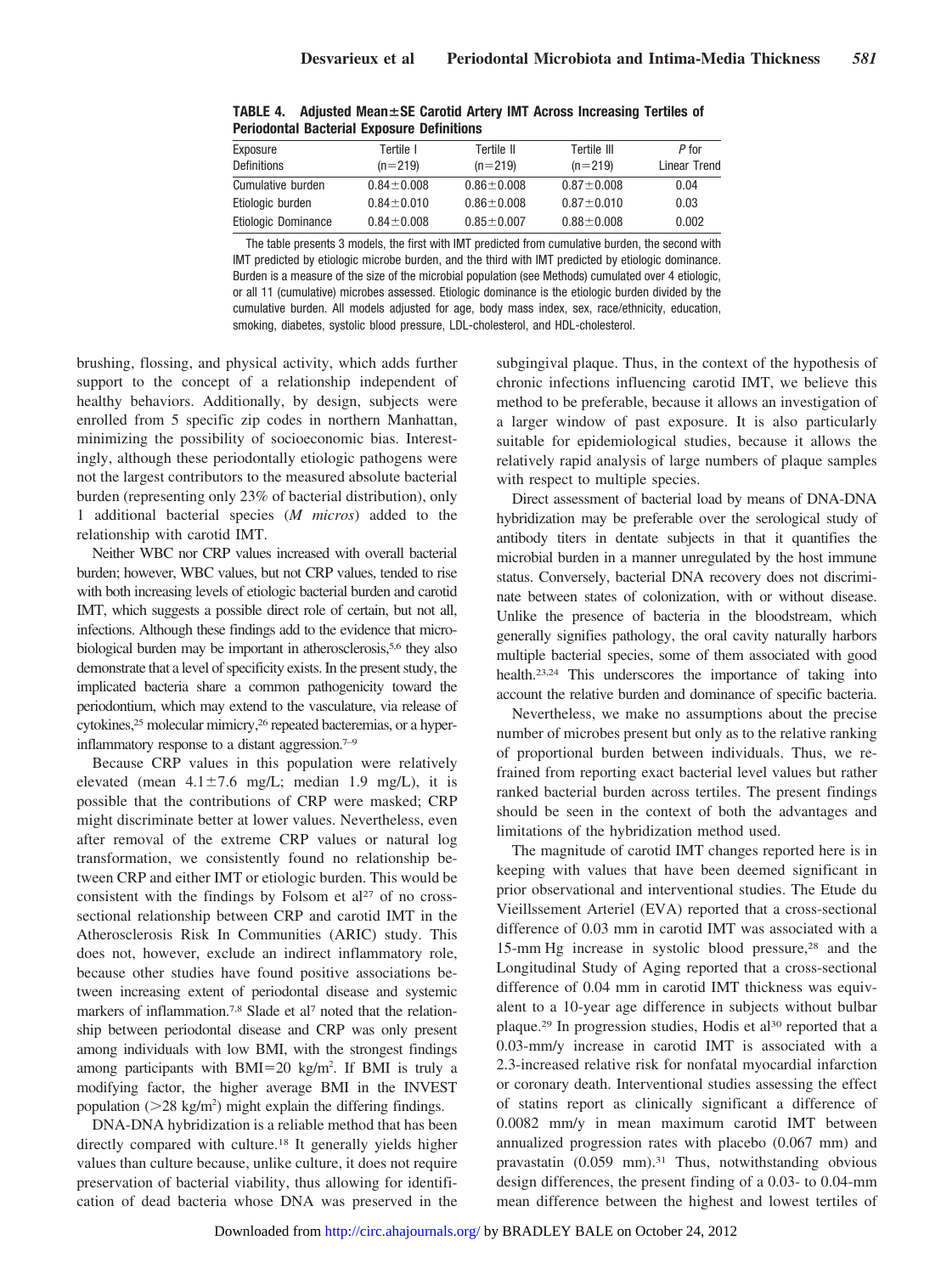**TABLE 4. Adjusted Mean±SE Carotid Artery IMT Across Increasing Tertiles of Periodontal Bacterial Exposure Definitions**

| Exposure Definitions | Tertile I (n=219) | Tertile II (n=219) | Tertile III (n=219) | *P* for Linear Trend |
|---|---|---|---|---|
| Cumulative burden | 0.84±0.008 | 0.86±0.008 | 0.87±0.008 | 0.04 |
| Etiologic burden | 0.84±0.010 | 0.86±0.008 | 0.87±0.010 | 0.03 |
| Etiologic Dominance | 0.84±0.008 | 0.85±0.007 | 0.88±0.008 | 0.002 |

The table presents 3 models, the first with IMT predicted from cumulative burden, the second with IMT predicted by etiologic microbe burden, and the third with IMT predicted by etiologic dominance. Burden is a measure of the size of the microbial population (see Methods) cumulated over 4 etiologic, or all 11 (cumulative) microbes assessed. Etiologic dominance is the etiologic burden divided by the cumulative burden. All models adjusted for age, body mass index, sex, race/ethnicity, education, smoking, diabetes, systolic blood pressure, LDL-cholesterol, and HDL-cholesterol.

brushing, flossing, and physical activity, which adds further support to the concept of a relationship independent of healthy behaviors. Additionally, by design, subjects were enrolled from 5 specific zip codes in northern Manhattan, minimizing the possibility of socioeconomic bias. Interestingly, although these periodontally etiologic pathogens were not the largest contributors to the measured absolute bacterial burden (representing only 23% of bacterial distribution), only 1 additional bacterial species (*M micros*) added to the relationship with carotid IMT.

Neither WBC nor CRP values increased with overall bacterial burden; however, WBC values, but not CRP values, tended to rise with both increasing levels of etiologic bacterial burden and carotid IMT, which suggests a possible direct role of certain, but not all, infections. Although these findings add to the evidence that microbiological burden may be important in atherosclerosis,[5,6] they also demonstrate that a level of specificity exists. In the present study, the implicated bacteria share a common pathogenicity toward the periodontium, which may extend to the vasculature, via release of cytokines,[25] molecular mimicry,[26] repeated bacteremias, or a hyperinflammatory response to a distant aggression.[7–9]

Because CRP values in this population were relatively elevated (mean 4.1±7.6 mg/L; median 1.9 mg/L), it is possible that the contributions of CRP were masked; CRP might discriminate better at lower values. Nevertheless, even after removal of the extreme CRP values or natural log transformation, we consistently found no relationship between CRP and either IMT or etiologic burden. This would be consistent with the findings by Folsom et al[27] of no cross-sectional relationship between CRP and carotid IMT in the Atherosclerosis Risk In Communities (ARIC) study. This does not, however, exclude an indirect inflammatory role, because other studies have found positive associations between increasing extent of periodontal disease and systemic markers of inflammation.[7,8] Slade et al[7] noted that the relationship between periodontal disease and CRP was only present among individuals with low BMI, with the strongest findings among participants with BMI=20 kg/m$^2$. If BMI is truly a modifying factor, the higher average BMI in the INVEST population (>28 kg/m$^2$) might explain the differing findings.

DNA-DNA hybridization is a reliable method that has been directly compared with culture.[18] It generally yields higher values than culture because, unlike culture, it does not require preservation of bacterial viability, thus allowing for identification of dead bacteria whose DNA was preserved in the subgingival plaque. Thus, in the context of the hypothesis of chronic infections influencing carotid IMT, we believe this method to be preferable, because it allows an investigation of a larger window of past exposure. It is also particularly suitable for epidemiological studies, because it allows the relatively rapid analysis of large numbers of plaque samples with respect to multiple species.

Direct assessment of bacterial load by means of DNA-DNA hybridization may be preferable over the serological study of antibody titers in dentate subjects in that it quantifies the microbial burden in a manner unregulated by the host immune status. Conversely, bacterial DNA recovery does not discriminate between states of colonization, with or without disease. Unlike the presence of bacteria in the bloodstream, which generally signifies pathology, the oral cavity naturally harbors multiple bacterial species, some of them associated with good health.[23,24] This underscores the importance of taking into account the relative burden and dominance of specific bacteria.

Nevertheless, we make no assumptions about the precise number of microbes present but only as to the relative ranking of proportional burden between individuals. Thus, we refrained from reporting exact bacterial level values but rather ranked bacterial burden across tertiles. The present findings should be seen in the context of both the advantages and limitations of the hybridization method used.

The magnitude of carotid IMT changes reported here is in keeping with values that have been deemed significant in prior observational and interventional studies. The Etude du Vieillssement Arteriel (EVA) reported that a cross-sectional difference of 0.03 mm in carotid IMT was associated with a 15-mm Hg increase in systolic blood pressure,[28] and the Longitudinal Study of Aging reported that a cross-sectional difference of 0.04 mm in carotid IMT thickness was equivalent to a 10-year age difference in subjects without bulbar plaque.[29] In progression studies, Hodis et al[30] reported that a 0.03-mm/y increase in carotid IMT is associated with a 2.3-increased relative risk for nonfatal myocardial infarction or coronary death. Interventional studies assessing the effect of statins report as clinically significant a difference of 0.0082 mm/y in mean maximum carotid IMT between annualized progression rates with placebo (0.067 mm) and pravastatin (0.059 mm).[31] Thus, notwithstanding obvious design differences, the present finding of a 0.03- to 0.04-mm mean difference between the highest and lowest tertiles of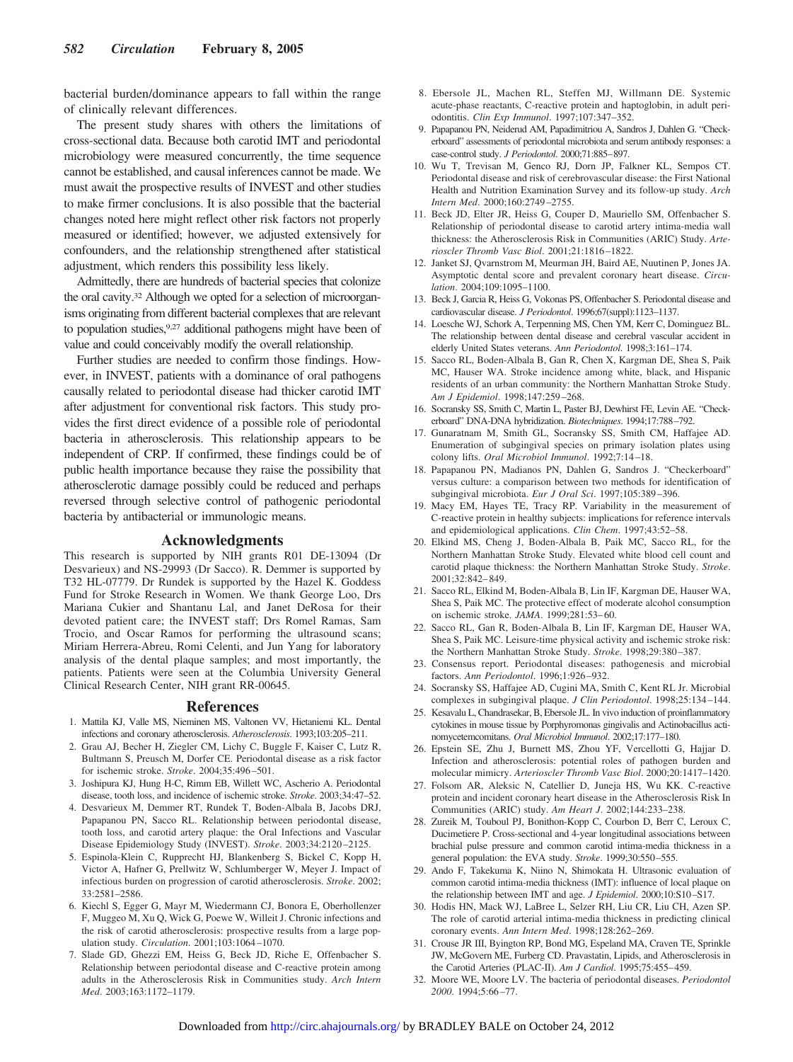bacterial burden/dominance appears to fall within the range of clinically relevant differences.

The present study shares with others the limitations of cross-sectional data. Because both carotid IMT and periodontal microbiology were measured concurrently, the time sequence cannot be established, and causal inferences cannot be made. We must await the prospective results of INVEST and other studies to make firmer conclusions. It is also possible that the bacterial changes noted here might reflect other risk factors not properly measured or identified; however, we adjusted extensively for confounders, and the relationship strengthened after statistical adjustment, which renders this possibility less likely.

Admittedly, there are hundreds of bacterial species that colonize the oral cavity.[32] Although we opted for a selection of microorganisms originating from different bacterial complexes that are relevant to population studies,[9,27] additional pathogens might have been of value and could conceivably modify the overall relationship.

Further studies are needed to confirm those findings. However, in INVEST, patients with a dominance of oral pathogens causally related to periodontal disease had thicker carotid IMT after adjustment for conventional risk factors. This study provides the first direct evidence of a possible role of periodontal bacteria in atherosclerosis. This relationship appears to be independent of CRP. If confirmed, these findings could be of public health importance because they raise the possibility that atherosclerotic damage possibly could be reduced and perhaps reversed through selective control of pathogenic periodontal bacteria by antibacterial or immunologic means.

## Acknowledgments

This research is supported by NIH grants R01 DE-13094 (Dr Desvarieux) and NS-29993 (Dr Sacco). R. Demmer is supported by T32 HL-07779. Dr Rundek is supported by the Hazel K. Goddess Fund for Stroke Research in Women. We thank George Loo, Drs Mariana Cukier and Shantanu Lal, and Janet DeRosa for their devoted patient care; the INVEST staff; Drs Romel Ramas, Sam Trocio, and Oscar Ramos for performing the ultrasound scans; Miriam Herrera-Abreu, Romi Celenti, and Jun Yang for laboratory analysis of the dental plaque samples; and most importantly, the patients. Patients were seen at the Columbia University General Clinical Research Center, NIH grant RR-00645.

## References

1. Mattila KJ, Valle MS, Nieminen MS, Valtonen VV, Hietaniemi KL. Dental infections and coronary atherosclerosis. *Atherosclerosis*. 1993;103:205–211.
2. Grau AJ, Becher H, Ziegler CM, Lichy C, Buggle F, Kaiser C, Lutz R, Bultmann S, Preusch M, Dorfer CE. Periodontal disease as a risk factor for ischemic stroke. *Stroke*. 2004;35:496–501.
3. Joshipura KJ, Hung H-C, Rimm EB, Willett WC, Ascherio A. Periodontal disease, tooth loss, and incidence of ischemic stroke. *Stroke*. 2003;34:47–52.
4. Desvarieux M, Demmer RT, Rundek T, Boden-Albala B, Jacobs DRJ, Papapanou PN, Sacco RL. Relationship between periodontal disease, tooth loss, and carotid artery plaque: the Oral Infections and Vascular Disease Epidemiology Study (INVEST). *Stroke*. 2003;34:2120–2125.
5. Espinola-Klein C, Rupprecht HJ, Blankenberg S, Bickel C, Kopp H, Victor A, Hafner G, Prellwitz W, Schlumberger W, Meyer J. Impact of infectious burden on progression of carotid atherosclerosis. *Stroke*. 2002; 33:2581–2586.
6. Kiechl S, Egger G, Mayr M, Wiedermann CJ, Bonora E, Oberhollenzer F, Muggeo M, Xu Q, Wick G, Poewe W, Willeit J. Chronic infections and the risk of carotid atherosclerosis: prospective results from a large population study. *Circulation*. 2001;103:1064–1070.
7. Slade GD, Ghezzi EM, Heiss G, Beck JD, Riche E, Offenbacher S. Relationship between periodontal disease and C-reactive protein among adults in the Atherosclerosis Risk in Communities study. *Arch Intern Med*. 2003;163:1172–1179.
8. Ebersole JL, Machen RL, Steffen MJ, Willmann DE. Systemic acute-phase reactants, C-reactive protein and haptoglobin, in adult periodontitis. *Clin Exp Immunol*. 1997;107:347–352.
9. Papapanou PN, Neiderud AM, Papadimitriou A, Sandros J, Dahlen G. "Checkerboard" assessments of periodontal microbiota and serum antibody responses: a case-control study. *J Periodontol*. 2000;71:885–897.
10. Wu T, Trevisan M, Genco RJ, Dorn JP, Falkner KL, Sempos CT. Periodontal disease and risk of cerebrovascular disease: the First National Health and Nutrition Examination Survey and its follow-up study. *Arch Intern Med*. 2000;160:2749–2755.
11. Beck JD, Elter JR, Heiss G, Couper D, Mauriello SM, Offenbacher S. Relationship of periodontal disease to carotid artery intima-media wall thickness: the Atherosclerosis Risk in Communities (ARIC) Study. *Arterioscler Thromb Vasc Biol*. 2001;21:1816–1822.
12. Janket SJ, Qvarnstrom M, Meurman JH, Baird AE, Nuutinen P, Jones JA. Asymptotic dental score and prevalent coronary heart disease. *Circulation*. 2004;109:1095–1100.
13. Beck J, Garcia R, Heiss G, Vokonas PS, Offenbacher S. Periodontal disease and cardiovascular disease. *J Periodontol*. 1996;67(suppl):1123–1137.
14. Loesche WJ, Schork A, Terpenning MS, Chen YM, Kerr C, Dominguez BL. The relationship between dental disease and cerebral vascular accident in elderly United States veterans. *Ann Periodontol*. 1998;3:161–174.
15. Sacco RL, Boden-Albala B, Gan R, Chen X, Kargman DE, Shea S, Paik MC, Hauser WA. Stroke incidence among white, black, and Hispanic residents of an urban community: the Northern Manhattan Stroke Study. *Am J Epidemiol*. 1998;147:259–268.
16. Socransky SS, Smith C, Martin L, Paster BJ, Dewhirst FE, Levin AE. "Checkerboard" DNA-DNA hybridization. *Biotechniques*. 1994;17:788–792.
17. Gunaratnam M, Smith GL, Socransky SS, Smith CM, Haffajee AD. Enumeration of subgingival species on primary isolation plates using colony lifts. *Oral Microbiol Immunol*. 1992;7:14–18.
18. Papapanou PN, Madianos PN, Dahlen G, Sandros J. "Checkerboard" versus culture: a comparison between two methods for identification of subgingival microbiota. *Eur J Oral Sci*. 1997;105:389–396.
19. Macy EM, Hayes TE, Tracy RP. Variability in the measurement of C-reactive protein in healthy subjects: implications for reference intervals and epidemiological applications. *Clin Chem*. 1997;43:52–58.
20. Elkind MS, Cheng J, Boden-Albala B, Paik MC, Sacco RL, for the Northern Manhattan Stroke Study. Elevated white blood cell count and carotid plaque thickness: the Northern Manhattan Stroke Study. *Stroke*. 2001;32:842–849.
21. Sacco RL, Elkind M, Boden-Albala B, Lin IF, Kargman DE, Hauser WA, Shea S, Paik MC. The protective effect of moderate alcohol consumption on ischemic stroke. *JAMA*. 1999;281:53–60.
22. Sacco RL, Gan R, Boden-Albala B, Lin IF, Kargman DE, Hauser WA, Shea S, Paik MC. Leisure-time physical activity and ischemic stroke risk: the Northern Manhattan Stroke Study. *Stroke*. 1998;29:380–387.
23. Consensus report. Periodontal diseases: pathogenesis and microbial factors. *Ann Periodontol*. 1996;1:926–932.
24. Socransky SS, Haffajee AD, Cugini MA, Smith C, Kent RL Jr. Microbial complexes in subgingival plaque. *J Clin Periodontol*. 1998;25:134–144.
25. Kesavalu L, Chandrasekar, B, Ebersole JL. In vivo induction of proinflammatory cytokines in mouse tissue by Porphyromonas gingivalis and Actinobacillus actinomycetemcomitans. *Oral Microbiol Immunol*. 2002;17:177–180.
26. Epstein SE, Zhu J, Burnett MS, Zhou YF, Vercellotti G, Hajjar D. Infection and atherosclerosis: potential roles of pathogen burden and molecular mimicry. *Arterioscler Thromb Vasc Biol*. 2000;20:1417–1420.
27. Folsom AR, Aleksic N, Catellier D, Juneja HS, Wu KK. C-reactive protein and incident coronary heart disease in the Atherosclerosis Risk In Communities (ARIC) study. *Am Heart J*. 2002;144:233–238.
28. Zureik M, Touboul PJ, Bonithon-Kopp C, Courbon D, Berr C, Leroux C, Ducimetiere P. Cross-sectional and 4-year longitudinal associations between brachial pulse pressure and common carotid intima-media thickness in a general population: the EVA study. *Stroke*. 1999;30:550–555.
29. Ando F, Takekuma K, Niino N, Shimokata H. Ultrasonic evaluation of common carotid intima-media thickness (IMT): influence of local plaque on the relationship between IMT and age. *J Epidemiol*. 2000;10:S10–S17.
30. Hodis HN, Mack WJ, LaBree L, Selzer RH, Liu CR, Liu CH, Azen SP. The role of carotid arterial intima-media thickness in predicting clinical coronary events. *Ann Intern Med*. 1998;128:262–269.
31. Crouse JR III, Byington RP, Bond MG, Espeland MA, Craven TE, Sprinkle JW, McGovern ME, Furberg CD. Pravastatin, Lipids, and Atherosclerosis in the Carotid Arteries (PLAC-II). *Am J Cardiol*. 1995;75:455–459.
32. Moore WE, Moore LV. The bacteria of periodontal diseases. *Periodontol 2000*. 1994;5:66–77.